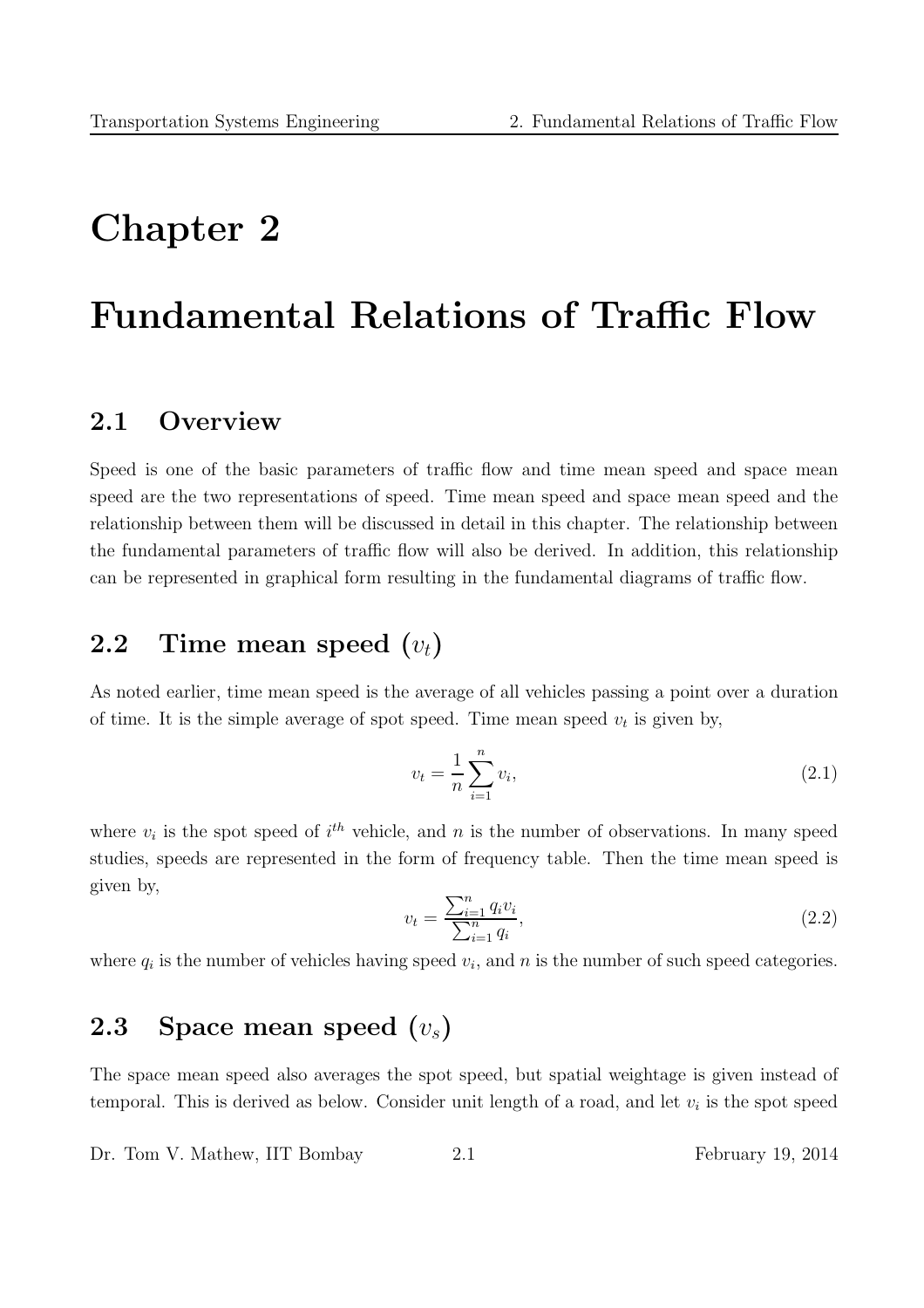# Chapter 2

# Fundamental Relations of Traffic Flow

## 2.1 Overview

Speed is one of the basic parameters of traffic flow and time mean speed and space mean speed are the two representations of speed. Time mean speed and space mean speed and the relationship between them will be discussed in detail in this chapter. The relationship between the fundamental parameters of traffic flow will also be derived. In addition, this relationship can be represented in graphical form resulting in the fundamental diagrams of traffic flow.

## 2.2 Time mean speed ($v_t$)

As noted earlier, time mean speed is the average of all vehicles passing a point over a duration of time. It is the simple average of spot speed. Time mean speed $v_t$ is given by,

$$v_t = \frac{1}{n}\sum_{i=1}^{n} v_i, \tag{2.1}$$

where $v_i$ is the spot speed of $i^{th}$ vehicle, and $n$ is the number of observations. In many speed studies, speeds are represented in the form of frequency table. Then the time mean speed is given by,

$$v_t = \frac{\sum_{i=1}^{n} q_i v_i}{\sum_{i=1}^{n} q_i}, \tag{2.2}$$

where $q_i$ is the number of vehicles having speed $v_i$, and $n$ is the number of such speed categories.

## 2.3 Space mean speed ($v_s$)

The space mean speed also averages the spot speed, but spatial weightage is given instead of temporal. This is derived as below. Consider unit length of a road, and let $v_i$ is the spot speed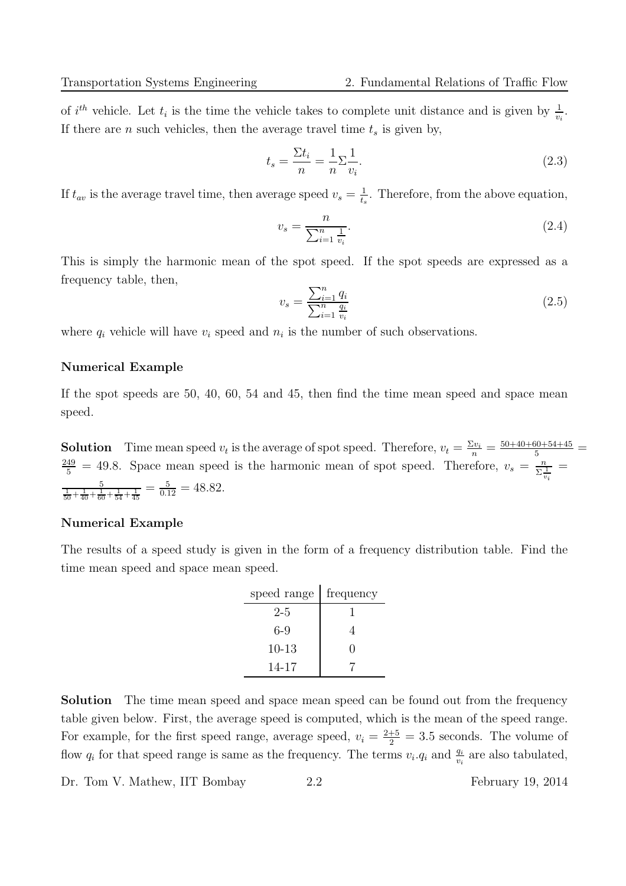of $i^{th}$ vehicle. Let $t_i$ is the time the vehicle takes to complete unit distance and is given by $\frac{1}{v_i}$. If there are $n$ such vehicles, then the average travel time $t_s$ is given by,

$$t_s = \frac{\Sigma t_i}{n} = \frac{1}{n}\Sigma\frac{1}{v_i}. \tag{2.3}$$

If $t_{av}$ is the average travel time, then average speed $v_s = \frac{1}{t_s}$. Therefore, from the above equation,

$$v_s = \frac{n}{\sum_{i=1}^{n}\frac{1}{v_i}}. \tag{2.4}$$

This is simply the harmonic mean of the spot speed. If the spot speeds are expressed as a frequency table, then,

$$v_s = \frac{\sum_{i=1}^{n} q_i}{\sum_{i=1}^{n}\frac{q_i}{v_i}} \tag{2.5}$$

where $q_i$ vehicle will have $v_i$ speed and $n_i$ is the number of such observations.

**Numerical Example**

If the spot speeds are 50, 40, 60, 54 and 45, then find the time mean speed and space mean speed.

**Solution** Time mean speed $v_t$ is the average of spot speed. Therefore, $v_t = \frac{\Sigma v_i}{n} = \frac{50+40+60+54+45}{5} = \frac{249}{5} = 49.8$. Space mean speed is the harmonic mean of spot speed. Therefore, $v_s = \frac{n}{\Sigma\frac{1}{v_i}} = \frac{5}{\frac{1}{50}+\frac{1}{40}+\frac{1}{60}+\frac{1}{54}+\frac{1}{45}} = \frac{5}{0.12} = 48.82$.

**Numerical Example**

The results of a speed study is given in the form of a frequency distribution table. Find the time mean speed and space mean speed.

| speed range | frequency |
|---|---|
| 2-5 | 1 |
| 6-9 | 4 |
| 10-13 | 0 |
| 14-17 | 7 |

**Solution** The time mean speed and space mean speed can be found out from the frequency table given below. First, the average speed is computed, which is the mean of the speed range. For example, for the first speed range, average speed, $v_i = \frac{2+5}{2} = 3.5$ seconds. The volume of flow $q_i$ for that speed range is same as the frequency. The terms $v_i.q_i$ and $\frac{q_i}{v_i}$ are also tabulated,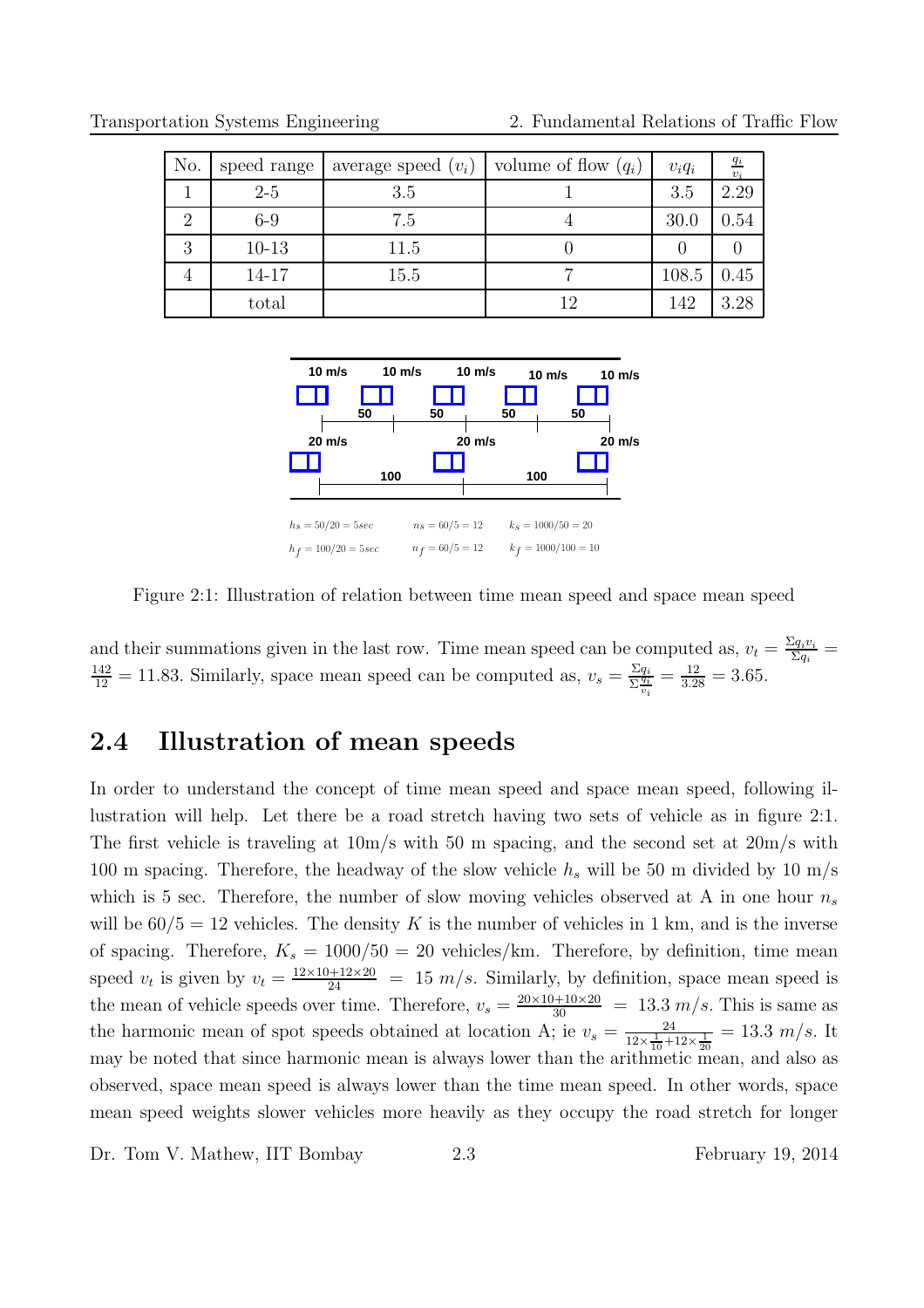| No. | speed range | average speed ($v_i$) | volume of flow ($q_i$) | $v_i q_i$ | $\frac{q_i}{v_i}$ |
|---|---|---|---|---|---|
| 1 | 2-5 | 3.5 | 1 | 3.5 | 2.29 |
| 2 | 6-9 | 7.5 | 4 | 30.0 | 0.54 |
| 3 | 10-13 | 11.5 | 0 | 0 | 0 |
| 4 | 14-17 | 15.5 | 7 | 108.5 | 0.45 |
| | total | | 12 | 142 | 3.28 |

$h_s = 50/20 = 5sec$ $\quad n_s = 60/5 = 12$ $\quad k_s = 1000/50 = 20$

$h_f = 100/20 = 5sec$ $\quad n_f = 60/5 = 12$ $\quad k_f = 1000/100 = 10$

Figure 2:1: Illustration of relation between time mean speed and space mean speed

and their summations given in the last row. Time mean speed can be computed as, $v_t = \frac{\Sigma q_i v_i}{\Sigma q_i} = \frac{142}{12} = 11.83$. Similarly, space mean speed can be computed as, $v_s = \frac{\Sigma q_i}{\Sigma \frac{q_i}{v_i}} = \frac{12}{3.28} = 3.65$.

## 2.4 Illustration of mean speeds

In order to understand the concept of time mean speed and space mean speed, following illustration will help. Let there be a road stretch having two sets of vehicle as in figure 2:1. The first vehicle is traveling at 10m/s with 50 m spacing, and the second set at 20m/s with 100 m spacing. Therefore, the headway of the slow vehicle $h_s$ will be 50 m divided by 10 m/s which is 5 sec. Therefore, the number of slow moving vehicles observed at A in one hour $n_s$ will be $60/5 = 12$ vehicles. The density $K$ is the number of vehicles in 1 km, and is the inverse of spacing. Therefore, $K_s = 1000/50 = 20$ vehicles/km. Therefore, by definition, time mean speed $v_t$ is given by $v_t = \frac{12 \times 10 + 12 \times 20}{24} = 15\ m/s$. Similarly, by definition, space mean speed is the mean of vehicle speeds over time. Therefore, $v_s = \frac{20 \times 10 + 10 \times 20}{30} = 13.3\ m/s$. This is same as the harmonic mean of spot speeds obtained at location A; ie $v_s = \frac{24}{12 \times \frac{1}{10} + 12 \times \frac{1}{20}} = 13.3\ m/s$. It may be noted that since harmonic mean is always lower than the arithmetic mean, and also as observed, space mean speed is always lower than the time mean speed. In other words, space mean speed weights slower vehicles more heavily as they occupy the road stretch for longer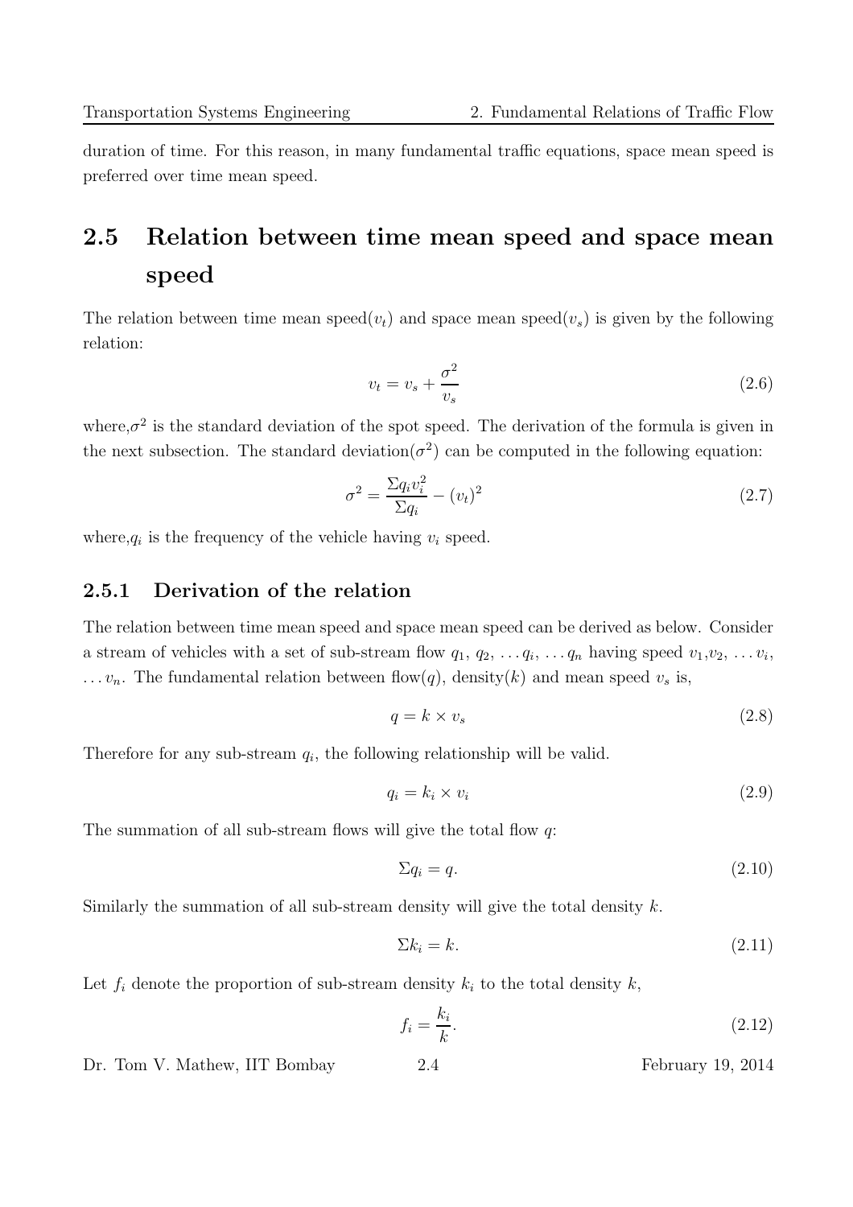duration of time. For this reason, in many fundamental traffic equations, space mean speed is preferred over time mean speed.

## 2.5 Relation between time mean speed and space mean speed

The relation between time mean speed($v_t$) and space mean speed($v_s$) is given by the following relation:

$$v_t = v_s + \frac{\sigma^2}{v_s} \tag{2.6}$$

where,$\sigma^2$ is the standard deviation of the spot speed. The derivation of the formula is given in the next subsection. The standard deviation($\sigma^2$) can be computed in the following equation:

$$\sigma^2 = \frac{\Sigma q_i v_i^2}{\Sigma q_i} - (v_t)^2 \tag{2.7}$$

where,$q_i$ is the frequency of the vehicle having $v_i$ speed.

### 2.5.1 Derivation of the relation

The relation between time mean speed and space mean speed can be derived as below. Consider a stream of vehicles with a set of sub-stream flow $q_1$, $q_2$, $\ldots q_i$, $\ldots q_n$ having speed $v_1$,$v_2$, $\ldots v_i$, $\ldots v_n$. The fundamental relation between flow($q$), density($k$) and mean speed $v_s$ is,

$$q = k \times v_s \tag{2.8}$$

Therefore for any sub-stream $q_i$, the following relationship will be valid.

$$q_i = k_i \times v_i \tag{2.9}$$

The summation of all sub-stream flows will give the total flow $q$:

$$\Sigma q_i = q. \tag{2.10}$$

Similarly the summation of all sub-stream density will give the total density $k$.

$$\Sigma k_i = k. \tag{2.11}$$

Let $f_i$ denote the proportion of sub-stream density $k_i$ to the total density $k$,

$$f_i = \frac{k_i}{k}. \tag{2.12}$$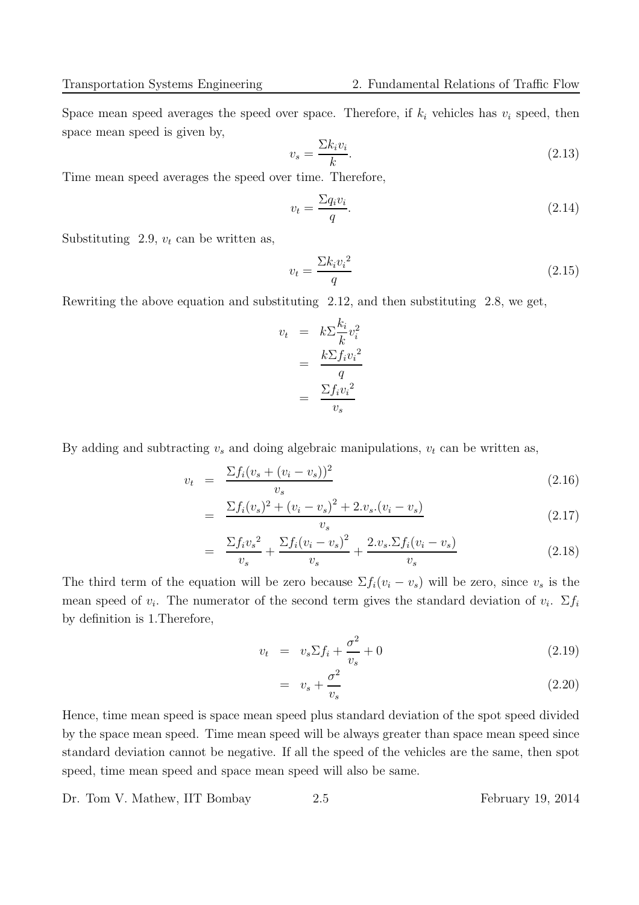Space mean speed averages the speed over space. Therefore, if $k_i$ vehicles has $v_i$ speed, then space mean speed is given by,

$$v_s = \frac{\Sigma k_i v_i}{k}. \tag{2.13}$$

Time mean speed averages the speed over time. Therefore,

$$v_t = \frac{\Sigma q_i v_i}{q}. \tag{2.14}$$

Substituting 2.9, $v_t$ can be written as,

$$v_t = \frac{\Sigma k_i {v_i}^2}{q} \tag{2.15}$$

Rewriting the above equation and substituting 2.12, and then substituting 2.8, we get,

$$\begin{aligned} v_t &= k \Sigma \frac{k_i}{k} v_i^2 \\ &= \frac{k \Sigma f_i {v_i}^2}{q} \\ &= \frac{\Sigma f_i {v_i}^2}{v_s} \end{aligned}$$

By adding and subtracting $v_s$ and doing algebraic manipulations, $v_t$ can be written as,

$$\begin{aligned} v_t &= \frac{\Sigma f_i (v_s + (v_i - v_s))^2}{v_s} && (2.16) \\ &= \frac{\Sigma f_i (v_s)^2 + (v_i - v_s)^2 + 2.v_s.(v_i - v_s)}{v_s} && (2.17) \\ &= \frac{\Sigma f_i {v_s}^2}{v_s} + \frac{\Sigma f_i (v_i - v_s)^2}{v_s} + \frac{2.v_s.\Sigma f_i (v_i - v_s)}{v_s} && (2.18) \end{aligned}$$

The third term of the equation will be zero because $\Sigma f_i (v_i - v_s)$ will be zero, since $v_s$ is the mean speed of $v_i$. The numerator of the second term gives the standard deviation of $v_i$. $\Sigma f_i$ by definition is 1.Therefore,

$$\begin{aligned} v_t &= v_s \Sigma f_i + \frac{\sigma^2}{v_s} + 0 && (2.19) \\ &= v_s + \frac{\sigma^2}{v_s} && (2.20) \end{aligned}$$

Hence, time mean speed is space mean speed plus standard deviation of the spot speed divided by the space mean speed. Time mean speed will be always greater than space mean speed since standard deviation cannot be negative. If all the speed of the vehicles are the same, then spot speed, time mean speed and space mean speed will also be same.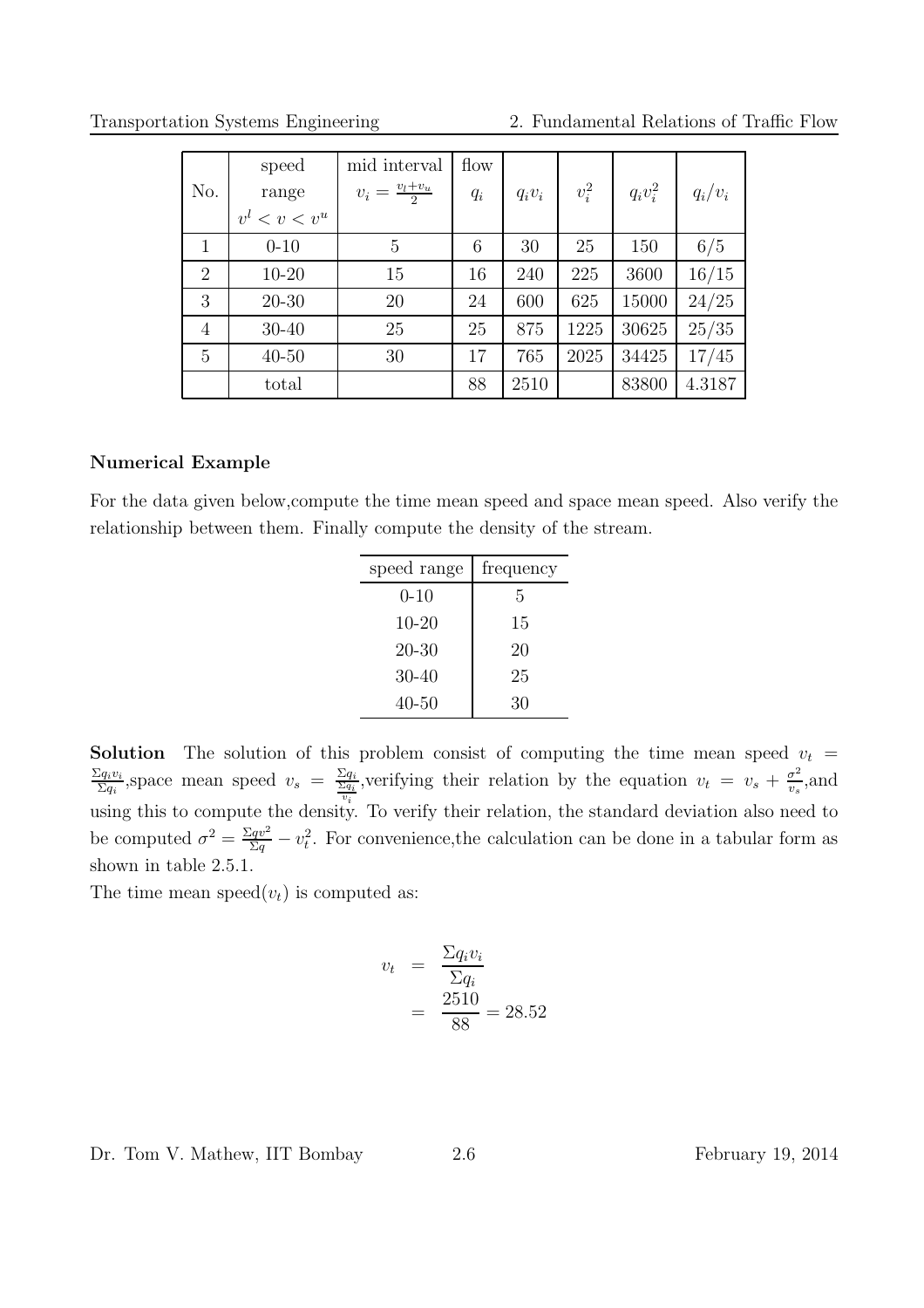| No. | speed range $v^l < v < v^u$ | mid interval $v_i = \frac{v_l+v_u}{2}$ | flow $q_i$ | $q_iv_i$ | $v_i^2$ | $q_iv_i^2$ | $q_i/v_i$ |
|---|---|---|---|---|---|---|---|
| 1 | 0-10 | 5 | 6 | 30 | 25 | 150 | 6/5 |
| 2 | 10-20 | 15 | 16 | 240 | 225 | 3600 | 16/15 |
| 3 | 20-30 | 20 | 24 | 600 | 625 | 15000 | 24/25 |
| 4 | 30-40 | 25 | 25 | 875 | 1225 | 30625 | 25/35 |
| 5 | 40-50 | 30 | 17 | 765 | 2025 | 34425 | 17/45 |
| | total | | 88 | 2510 | | 83800 | 4.3187 |

### Numerical Example

For the data given below,compute the time mean speed and space mean speed. Also verify the relationship between them. Finally compute the density of the stream.

| speed range | frequency |
|---|---|
| 0-10 | 5 |
| 10-20 | 15 |
| 20-30 | 20 |
| 30-40 | 25 |
| 40-50 | 30 |

**Solution** The solution of this problem consist of computing the time mean speed $v_t = \frac{\Sigma q_i v_i}{\Sigma q_i}$,space mean speed $v_s = \frac{\Sigma q_i}{\frac{\Sigma q_i}{v_i}}$,verifying their relation by the equation $v_t = v_s + \frac{\sigma^2}{v_s}$,and using this to compute the density. To verify their relation, the standard deviation also need to be computed $\sigma^2 = \frac{\Sigma q v^2}{\Sigma q} - v_t^2$. For convenience,the calculation can be done in a tabular form as shown in table 2.5.1.

The time mean speed($v_t$) is computed as:

$$
\begin{aligned}
v_t &= \frac{\Sigma q_i v_i}{\Sigma q_i} \\
&= \frac{2510}{88} = 28.52
\end{aligned}
$$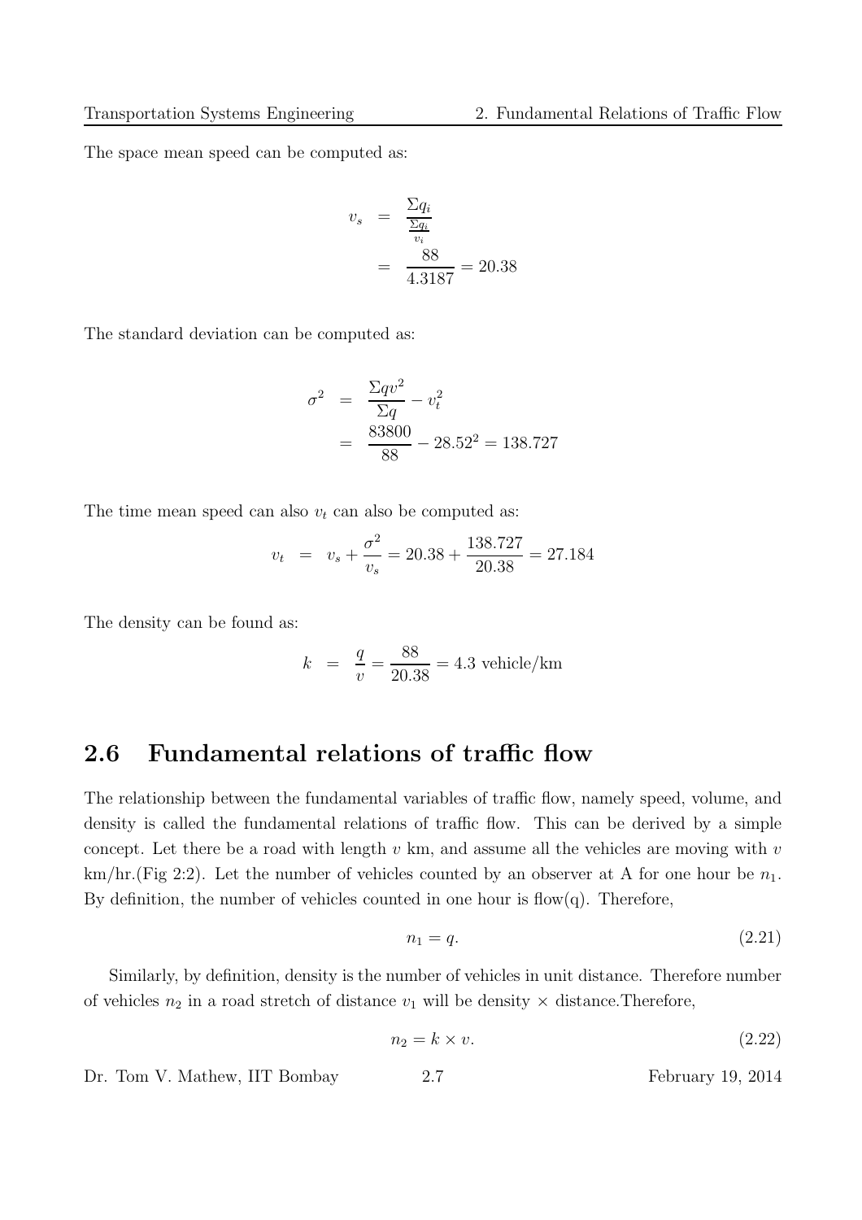The space mean speed can be computed as:

$$
\begin{aligned}
v_s &= \frac{\Sigma q_i}{\frac{\Sigma q_i}{v_i}} \\
&= \frac{88}{4.3187} = 20.38
\end{aligned}
$$

The standard deviation can be computed as:

$$
\begin{aligned}
\sigma^2 &= \frac{\Sigma q v^2}{\Sigma q} - v_t^2 \\
&= \frac{83800}{88} - 28.52^2 = 138.727
\end{aligned}
$$

The time mean speed can also $v_t$ can also be computed as:

$$
v_t = v_s + \frac{\sigma^2}{v_s} = 20.38 + \frac{138.727}{20.38} = 27.184
$$

The density can be found as:

$$
k = \frac{q}{v} = \frac{88}{20.38} = 4.3 \text{ vehicle/km}
$$

## 2.6 Fundamental relations of traffic flow

The relationship between the fundamental variables of traffic flow, namely speed, volume, and density is called the fundamental relations of traffic flow. This can be derived by a simple concept. Let there be a road with length $v$ km, and assume all the vehicles are moving with $v$ km/hr.(Fig 2:2). Let the number of vehicles counted by an observer at A for one hour be $n_1$. By definition, the number of vehicles counted in one hour is flow(q). Therefore,

$$
n_1 = q. \tag{2.21}
$$

Similarly, by definition, density is the number of vehicles in unit distance. Therefore number of vehicles $n_2$ in a road stretch of distance $v_1$ will be density $\times$ distance.Therefore,

$$
n_2 = k \times v. \tag{2.22}
$$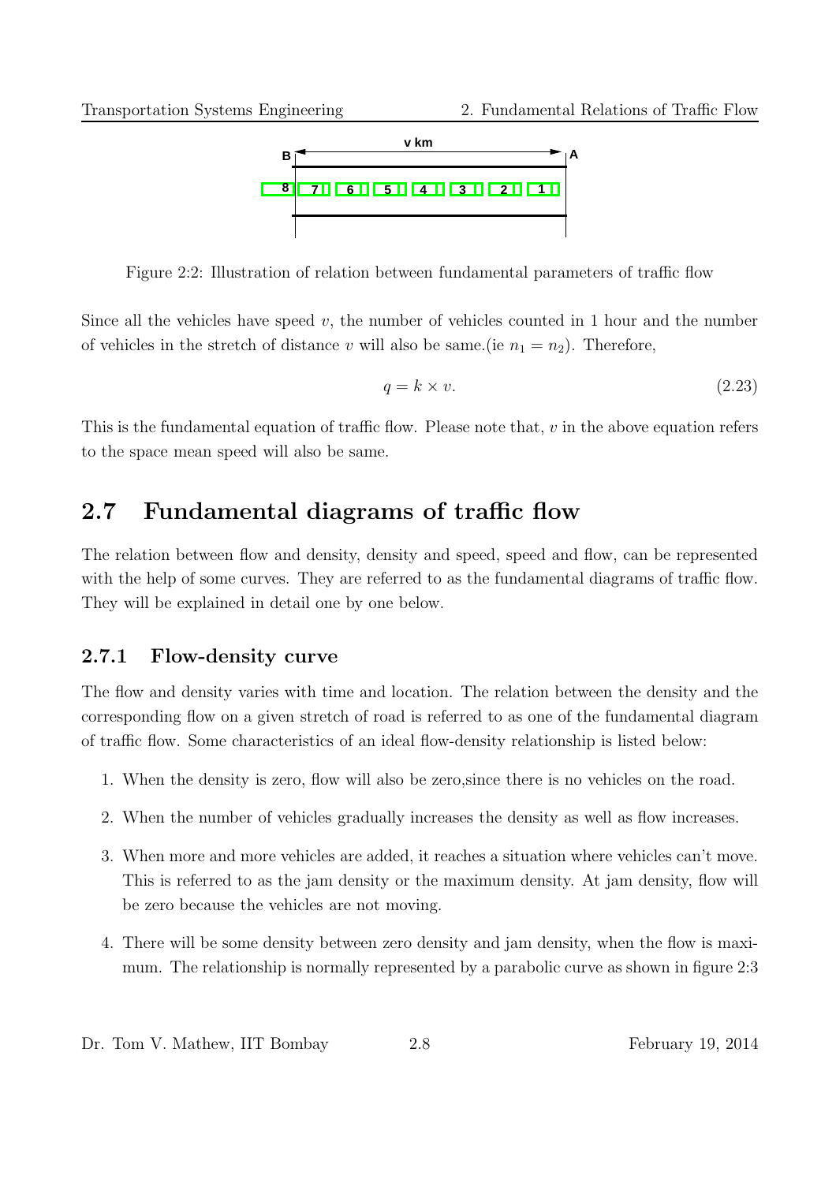Figure 2:2: Illustration of relation between fundamental parameters of traffic flow

Since all the vehicles have speed $v$, the number of vehicles counted in 1 hour and the number of vehicles in the stretch of distance $v$ will also be same.(ie $n_1 = n_2$). Therefore,

$$q = k \times v. \tag{2.23}$$

This is the fundamental equation of traffic flow. Please note that, $v$ in the above equation refers to the space mean speed will also be same.

## 2.7 Fundamental diagrams of traffic flow

The relation between flow and density, density and speed, speed and flow, can be represented with the help of some curves. They are referred to as the fundamental diagrams of traffic flow. They will be explained in detail one by one below.

### 2.7.1 Flow-density curve

The flow and density varies with time and location. The relation between the density and the corresponding flow on a given stretch of road is referred to as one of the fundamental diagram of traffic flow. Some characteristics of an ideal flow-density relationship is listed below:

1. When the density is zero, flow will also be zero,since there is no vehicles on the road.
2. When the number of vehicles gradually increases the density as well as flow increases.
3. When more and more vehicles are added, it reaches a situation where vehicles can't move. This is referred to as the jam density or the maximum density. At jam density, flow will be zero because the vehicles are not moving.
4. There will be some density between zero density and jam density, when the flow is maximum. The relationship is normally represented by a parabolic curve as shown in figure 2:3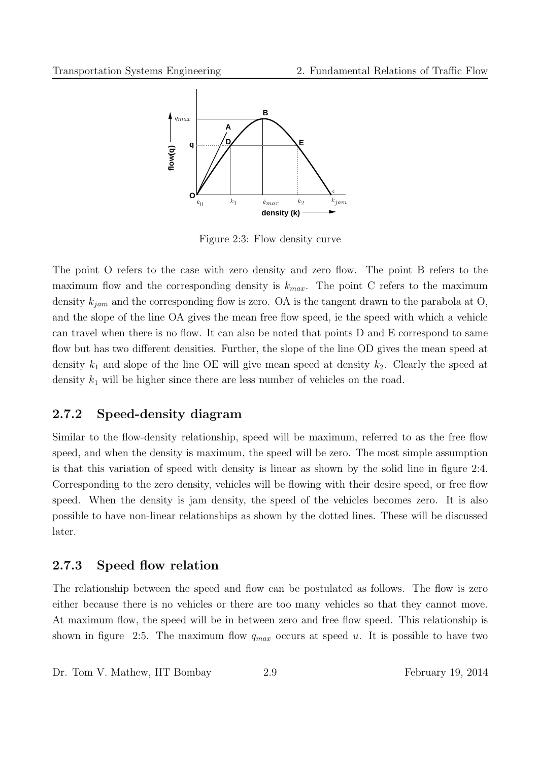Figure 2:3: Flow density curve

The point O refers to the case with zero density and zero flow. The point B refers to the maximum flow and the corresponding density is $k_{max}$. The point C refers to the maximum density $k_{jam}$ and the corresponding flow is zero. OA is the tangent drawn to the parabola at O, and the slope of the line OA gives the mean free flow speed, ie the speed with which a vehicle can travel when there is no flow. It can also be noted that points D and E correspond to same flow but has two different densities. Further, the slope of the line OD gives the mean speed at density $k_1$ and slope of the line OE will give mean speed at density $k_2$. Clearly the speed at density $k_1$ will be higher since there are less number of vehicles on the road.

### 2.7.2 Speed-density diagram

Similar to the flow-density relationship, speed will be maximum, referred to as the free flow speed, and when the density is maximum, the speed will be zero. The most simple assumption is that this variation of speed with density is linear as shown by the solid line in figure 2:4. Corresponding to the zero density, vehicles will be flowing with their desire speed, or free flow speed. When the density is jam density, the speed of the vehicles becomes zero. It is also possible to have non-linear relationships as shown by the dotted lines. These will be discussed later.

### 2.7.3 Speed flow relation

The relationship between the speed and flow can be postulated as follows. The flow is zero either because there is no vehicles or there are too many vehicles so that they cannot move. At maximum flow, the speed will be in between zero and free flow speed. This relationship is shown in figure 2:5. The maximum flow $q_{max}$ occurs at speed $u$. It is possible to have two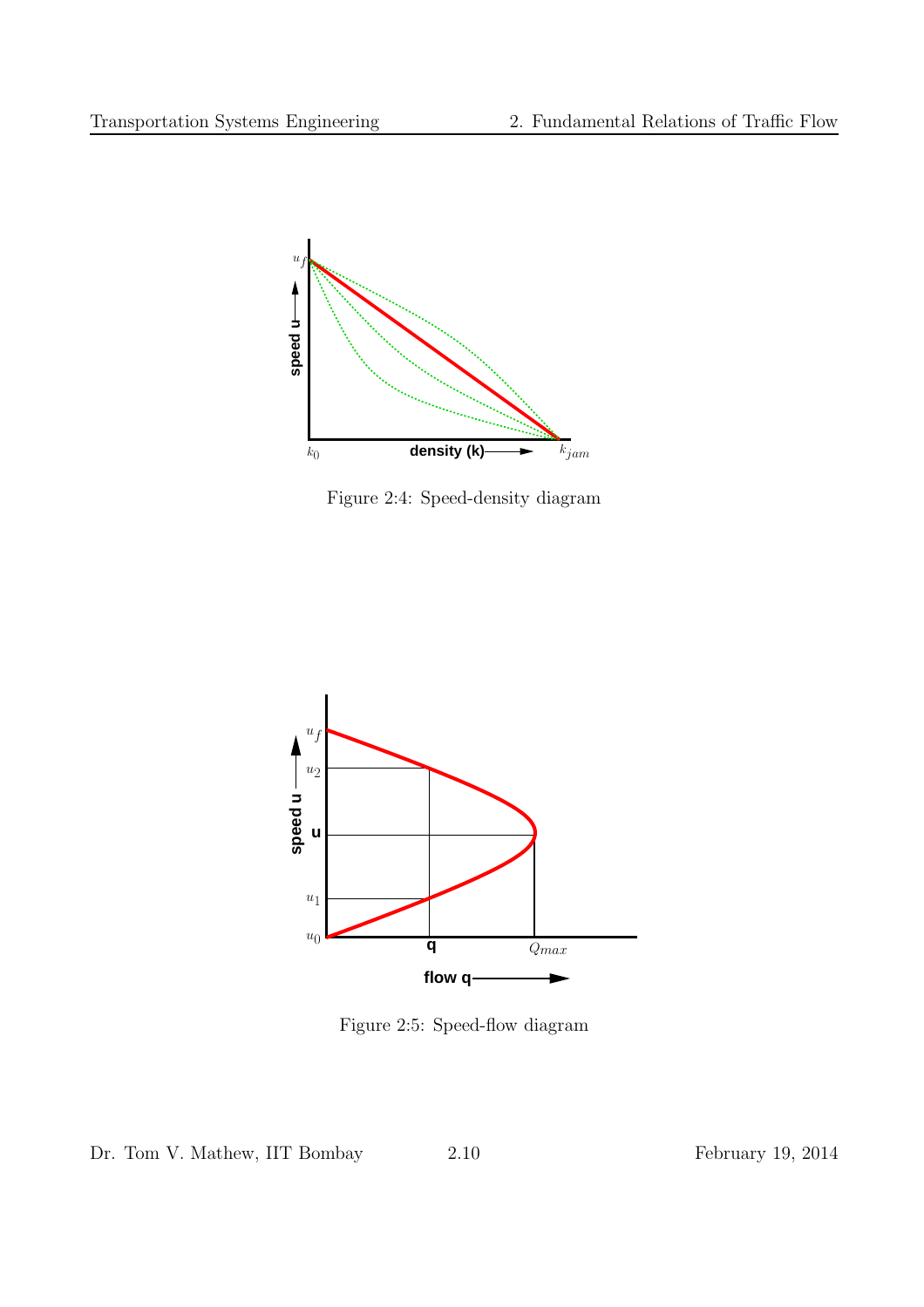Figure 2:4: Speed-density diagram

Figure 2:5: Speed-flow diagram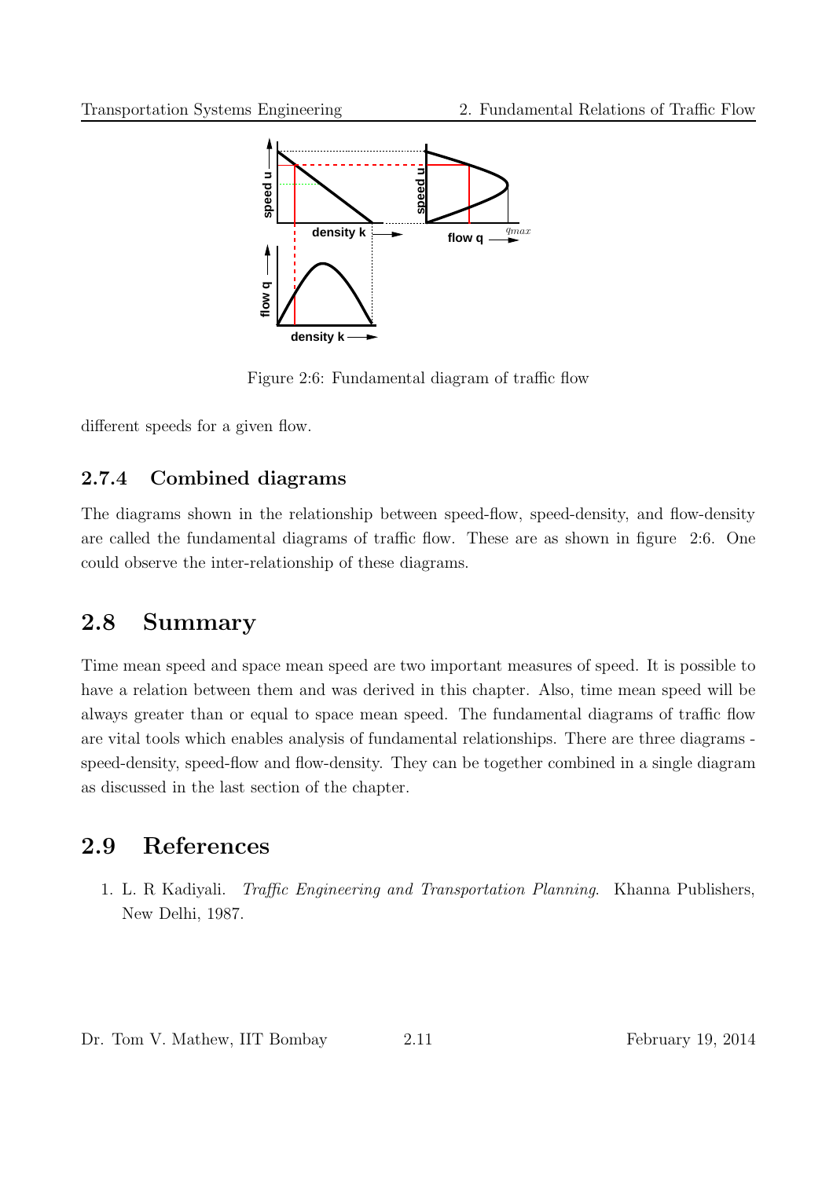speed u

density k

speed u

flow q

$q_{max}$

flow q

density k

Figure 2:6: Fundamental diagram of traffic flow

different speeds for a given flow.

### 2.7.4 Combined diagrams

The diagrams shown in the relationship between speed-flow, speed-density, and flow-density are called the fundamental diagrams of traffic flow. These are as shown in figure 2:6. One could observe the inter-relationship of these diagrams.

## 2.8 Summary

Time mean speed and space mean speed are two important measures of speed. It is possible to have a relation between them and was derived in this chapter. Also, time mean speed will be always greater than or equal to space mean speed. The fundamental diagrams of traffic flow are vital tools which enables analysis of fundamental relationships. There are three diagrams - speed-density, speed-flow and flow-density. They can be together combined in a single diagram as discussed in the last section of the chapter.

## 2.9 References

1. L. R Kadiyali. *Traffic Engineering and Transportation Planning*. Khanna Publishers, New Delhi, 1987.